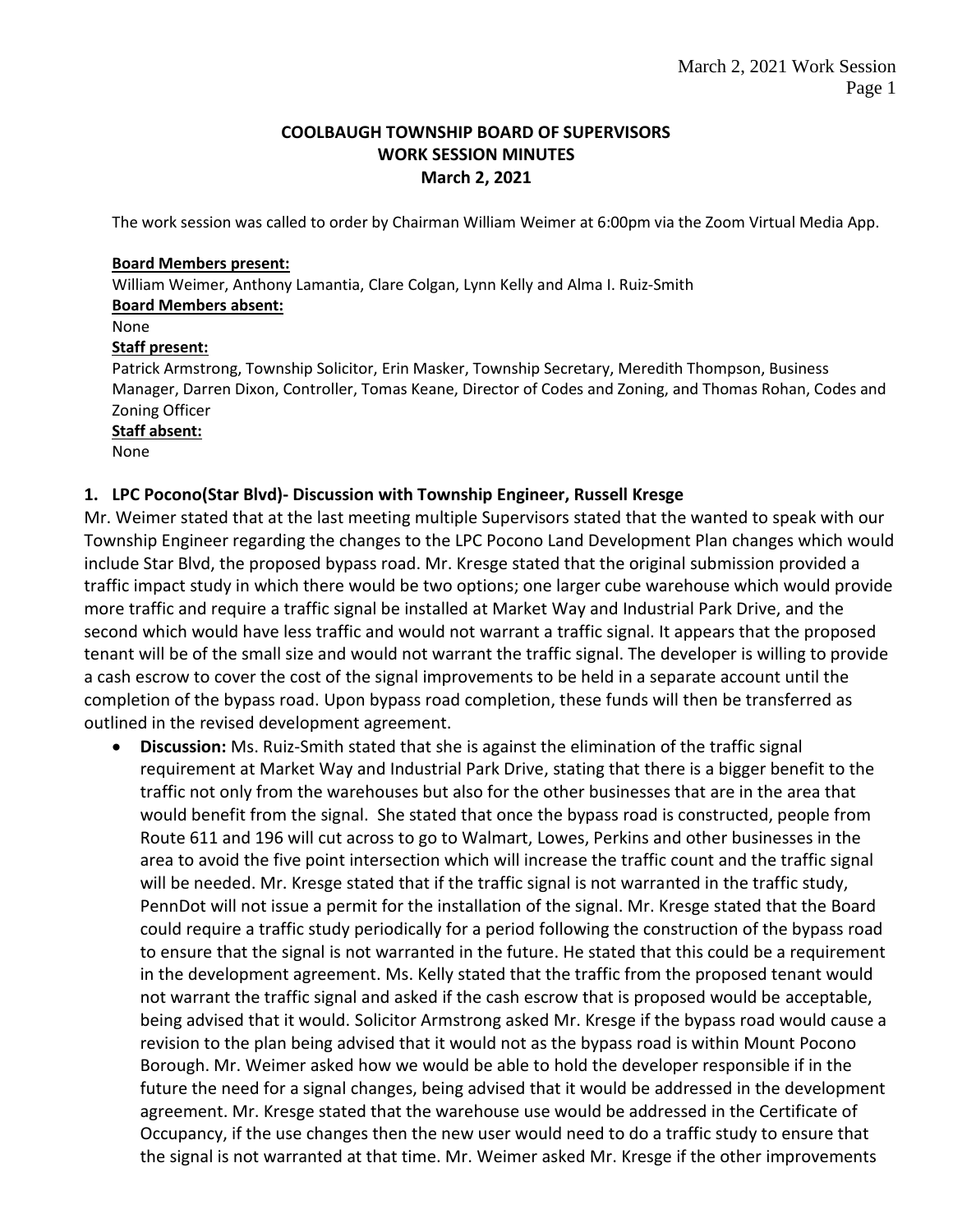**COOLBAUGH TOWNSHIP BOARD OF SUPERVISORS**
**WORK SESSION MINUTES**
**March 2, 2021**

The work session was called to order by Chairman William Weimer at 6:00pm via the Zoom Virtual Media App.

**Board Members present:**
William Weimer, Anthony Lamantia, Clare Colgan, Lynn Kelly and Alma I. Ruiz-Smith
**Board Members absent:**
None
**Staff present:**
Patrick Armstrong, Township Solicitor, Erin Masker, Township Secretary, Meredith Thompson, Business Manager, Darren Dixon, Controller, Tomas Keane, Director of Codes and Zoning, and Thomas Rohan, Codes and Zoning Officer
**Staff absent:**
None

### 1. LPC Pocono(Star Blvd)- Discussion with Township Engineer, Russell Kresge

Mr. Weimer stated that at the last meeting multiple Supervisors stated that the wanted to speak with our Township Engineer regarding the changes to the LPC Pocono Land Development Plan changes which would include Star Blvd, the proposed bypass road. Mr. Kresge stated that the original submission provided a traffic impact study in which there would be two options; one larger cube warehouse which would provide more traffic and require a traffic signal be installed at Market Way and Industrial Park Drive, and the second which would have less traffic and would not warrant a traffic signal. It appears that the proposed tenant will be of the small size and would not warrant the traffic signal. The developer is willing to provide a cash escrow to cover the cost of the signal improvements to be held in a separate account until the completion of the bypass road. Upon bypass road completion, these funds will then be transferred as outlined in the revised development agreement.

- **Discussion:** Ms. Ruiz-Smith stated that she is against the elimination of the traffic signal requirement at Market Way and Industrial Park Drive, stating that there is a bigger benefit to the traffic not only from the warehouses but also for the other businesses that are in the area that would benefit from the signal. She stated that once the bypass road is constructed, people from Route 611 and 196 will cut across to go to Walmart, Lowes, Perkins and other businesses in the area to avoid the five point intersection which will increase the traffic count and the traffic signal will be needed. Mr. Kresge stated that if the traffic signal is not warranted in the traffic study, PennDot will not issue a permit for the installation of the signal. Mr. Kresge stated that the Board could require a traffic study periodically for a period following the construction of the bypass road to ensure that the signal is not warranted in the future. He stated that this could be a requirement in the development agreement. Ms. Kelly stated that the traffic from the proposed tenant would not warrant the traffic signal and asked if the cash escrow that is proposed would be acceptable, being advised that it would. Solicitor Armstrong asked Mr. Kresge if the bypass road would cause a revision to the plan being advised that it would not as the bypass road is within Mount Pocono Borough. Mr. Weimer asked how we would be able to hold the developer responsible if in the future the need for a signal changes, being advised that it would be addressed in the development agreement. Mr. Kresge stated that the warehouse use would be addressed in the Certificate of Occupancy, if the use changes then the new user would need to do a traffic study to ensure that the signal is not warranted at that time. Mr. Weimer asked Mr. Kresge if the other improvements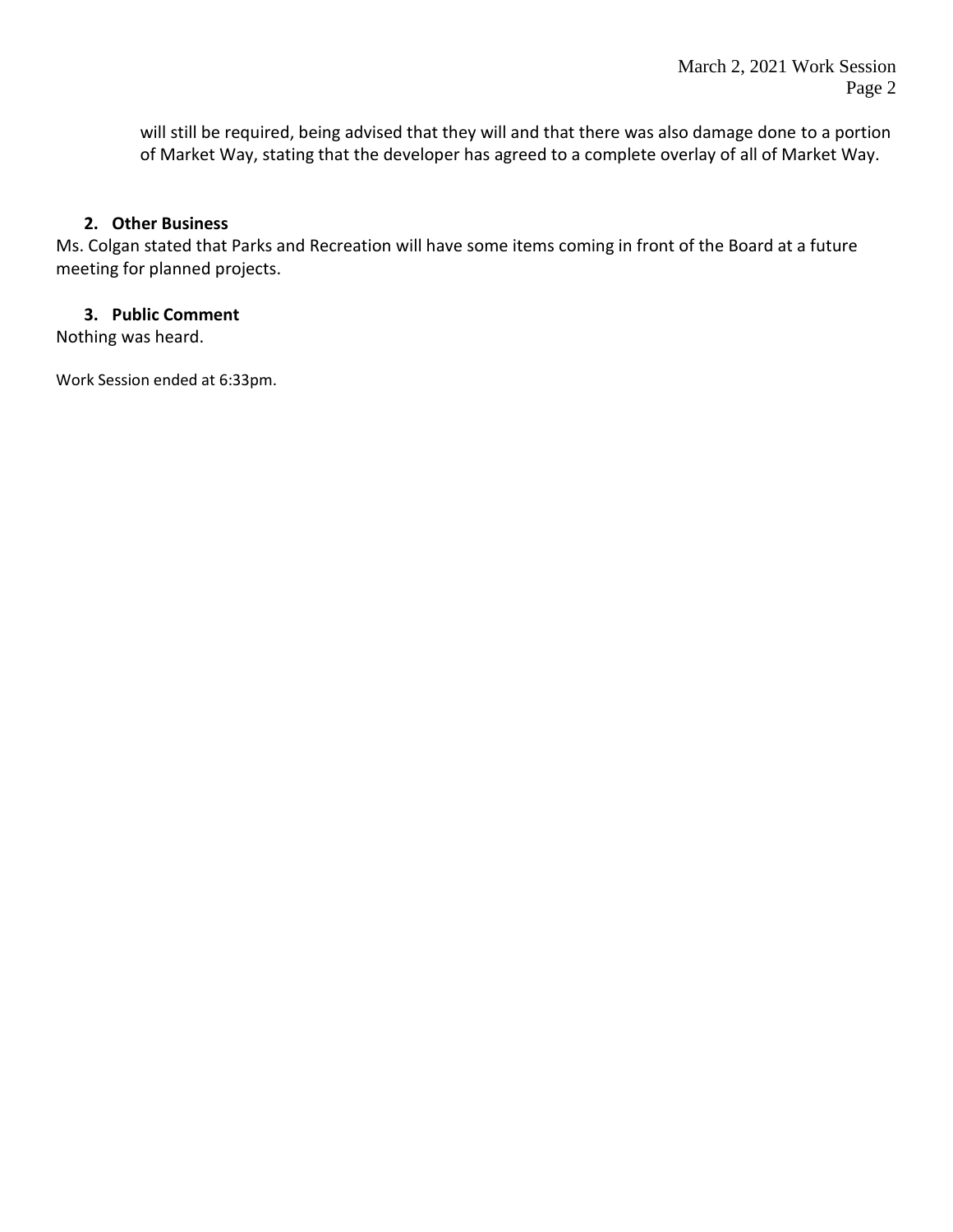will still be required, being advised that they will and that there was also damage done to a portion of Market Way, stating that the developer has agreed to a complete overlay of all of Market Way.

**2. Other Business**

Ms. Colgan stated that Parks and Recreation will have some items coming in front of the Board at a future meeting for planned projects.

**3. Public Comment**

Nothing was heard.

Work Session ended at 6:33pm.